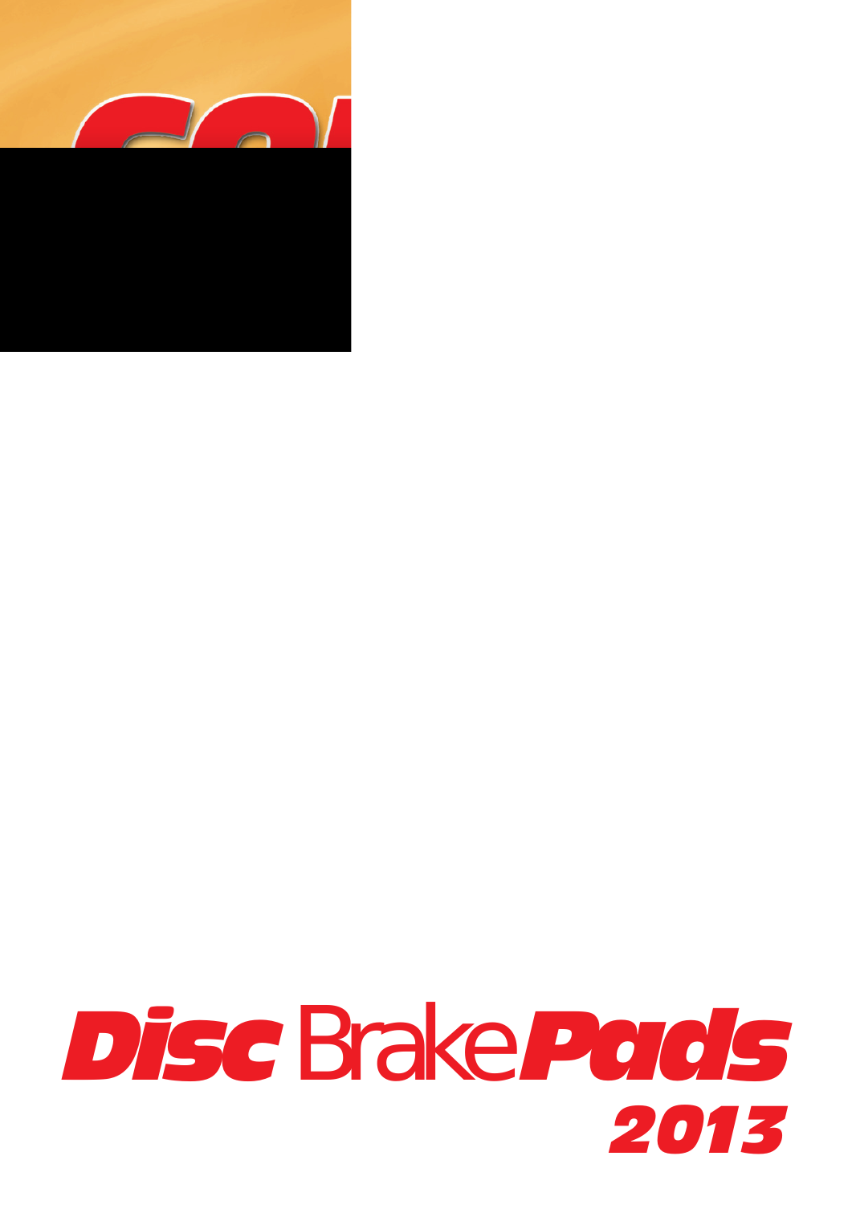# Disc Brake Pads 2013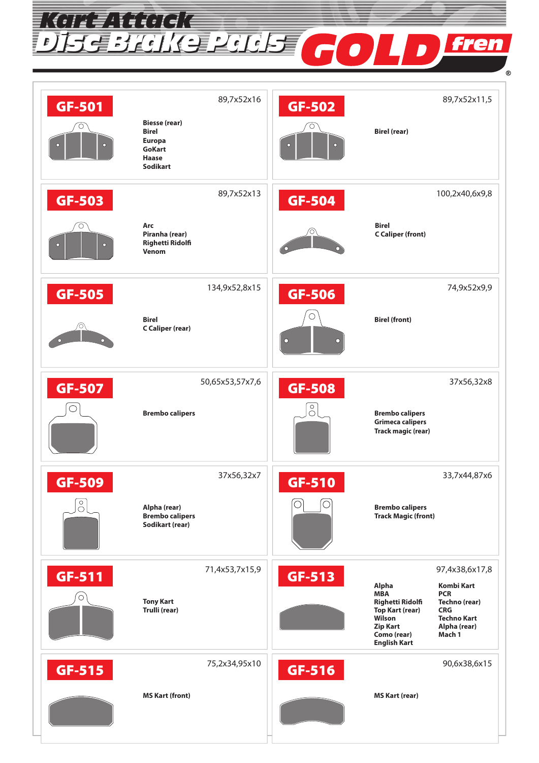# Kart Attack Disc Brake Pads

GOLD fren®

## GF-501

89,7x52x16

**Biesse (rear)**
**Birel**
**Europa**
**GoKart**
**Haase**
**Sodikart**

## GF-502

89,7x52x11,5

**Birel (rear)**

## GF-503

89,7x52x13

**Arc**
**Piranha (rear)**
**Righetti Ridolfi**
**Venom**

## GF-504

100,2x40,6x9,8

**Birel**
**C Caliper (front)**

## GF-505

134,9x52,8x15

**Birel**
**C Caliper (rear)**

## GF-506

74,9x52x9,9

**Birel (front)**

## GF-507

50,65x53,57x7,6

**Brembo calipers**

## GF-508

37x56,32x8

**Brembo calipers**
**Grimeca calipers**
**Track magic (rear)**

## GF-509

37x56,32x7

**Alpha (rear)**
**Brembo calipers**
**Sodikart (rear)**

## GF-510

33,7x44,87x6

**Brembo calipers**
**Track Magic (front)**

## GF-511

71,4x53,7x15,9

**Tony Kart**
**Trulli (rear)**

## GF-513

97,4x38,6x17,8

**Alpha**
**MBA**
**Righetti Ridolfi**
**Top Kart (rear)**
**Wilson**
**Zip Kart**
**Como (rear)**
**English Kart**
**Kombi Kart**
**PCR**
**Techno (rear)**
**CRG**
**Techno Kart**
**Alpha (rear)**
**Mach 1**

## GF-515

75,2x34,95x10

**MS Kart (front)**

## GF-516

90,6x38,6x15

**MS Kart (rear)**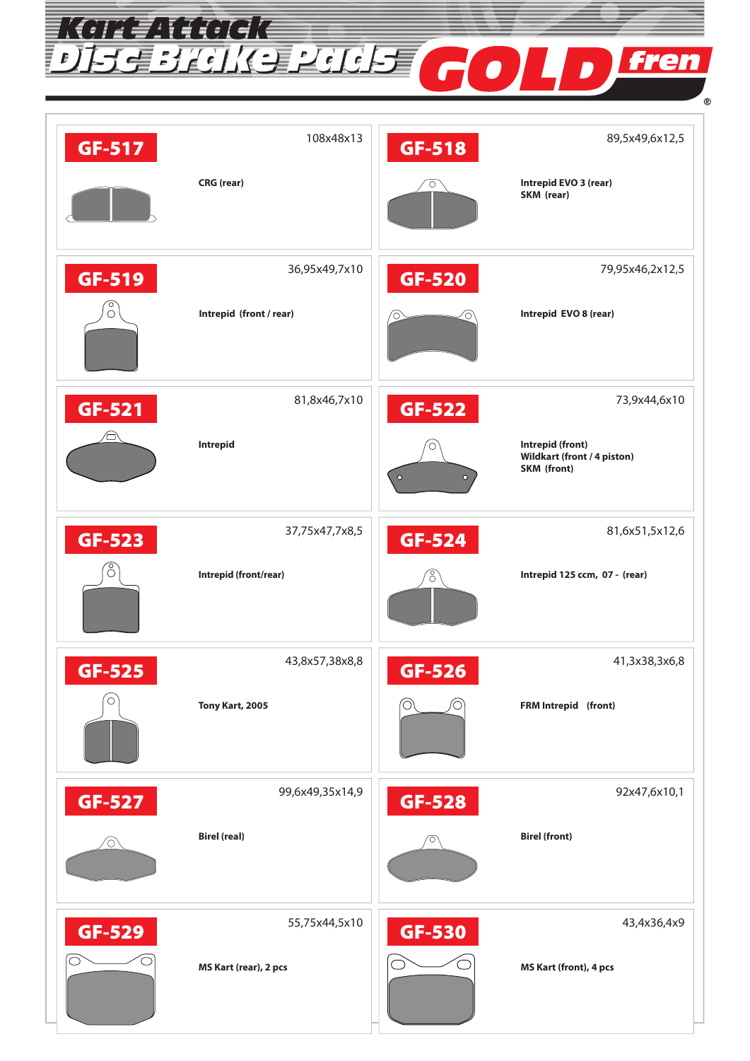# Kart Attack Disc Brake Pads

GOLDfren®

## GF-517

108x48x13

CRG (rear)

## GF-518

89,5x49,6x12,5

Intrepid EVO 3 (rear)
SKM (rear)

## GF-519

36,95x49,7x10

Intrepid (front / rear)

## GF-520

79,95x46,2x12,5

Intrepid EVO 8 (rear)

## GF-521

81,8x46,7x10

Intrepid

## GF-522

73,9x44,6x10

Intrepid (front)
Wildkart (front / 4 piston)
SKM (front)

## GF-523

37,75x47,7x8,5

Intrepid (front/rear)

## GF-524

81,6x51,5x12,6

Intrepid 125 ccm, 07 - (rear)

## GF-525

43,8x57,38x8,8

Tony Kart, 2005

## GF-526

41,3x38,3x6,8

FRM Intrepid (front)

## GF-527

99,6x49,35x14,9

Birel (real)

## GF-528

92x47,6x10,1

Birel (front)

## GF-529

55,75x44,5x10

MS Kart (rear), 2 pcs

## GF-530

43,4x36,4x9

MS Kart (front), 4 pcs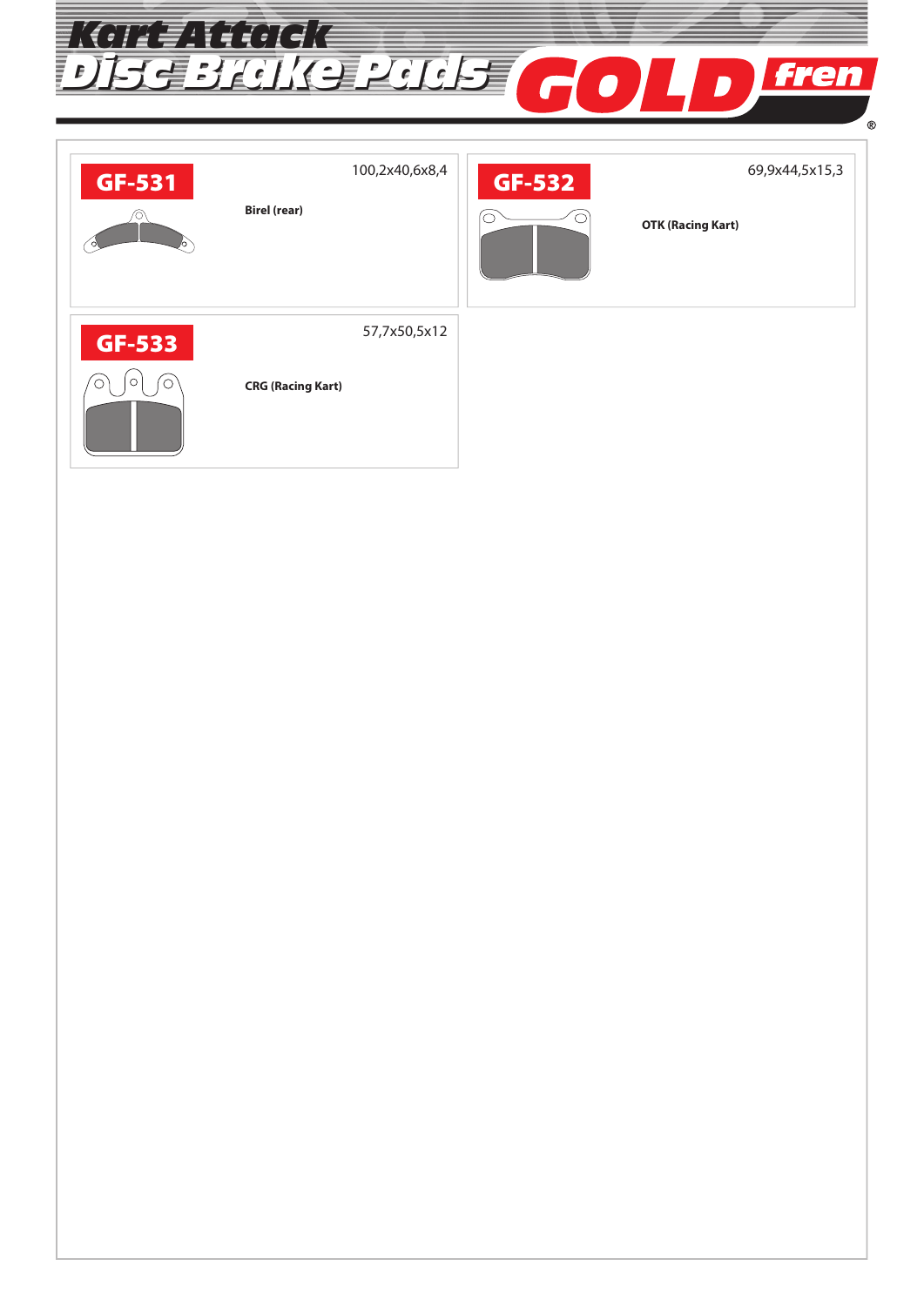# Kart Attack Disc Brake Pads GOLDfren®

## GF-531

100,2x40,6x8,4

**Birel (rear)**

## GF-532

69,9x44,5x15,3

**OTK (Racing Kart)**

## GF-533

57,7x50,5x12

**CRG (Racing Kart)**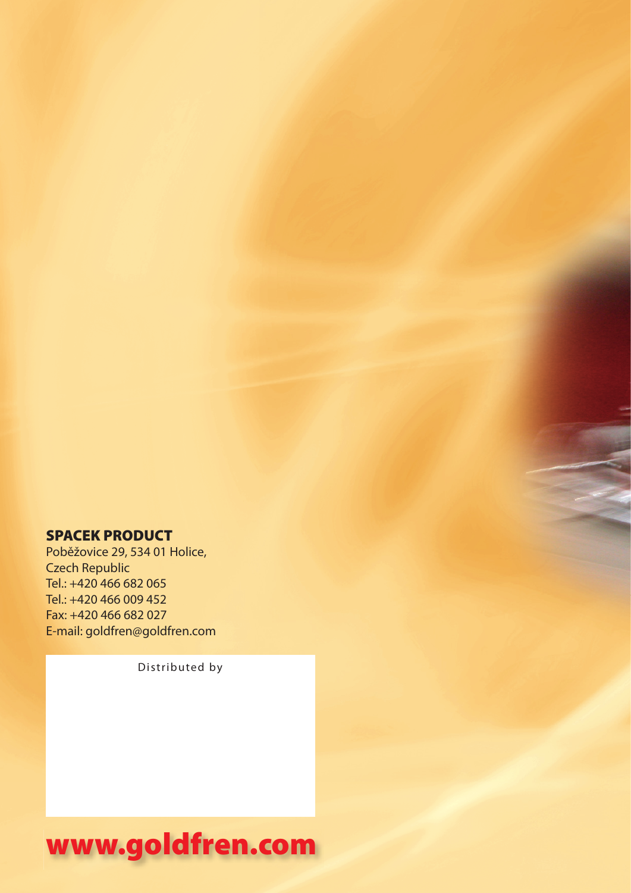**SPACEK PRODUCT**
Poběžovice 29, 534 01 Holice,
Czech Republic
Tel.: +420 466 682 065
Tel.: +420 466 009 452
Fax: +420 466 682 027
E-mail: goldfren@goldfren.com

Distributed by

**www.goldfren.com**